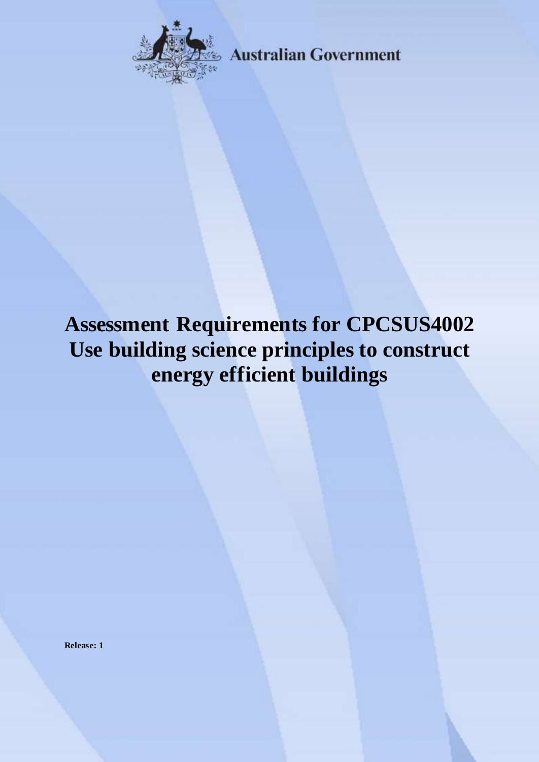Australian Government

# Assessment Requirements for CPCSUS4002 Use building science principles to construct energy efficient buildings

**Release: 1**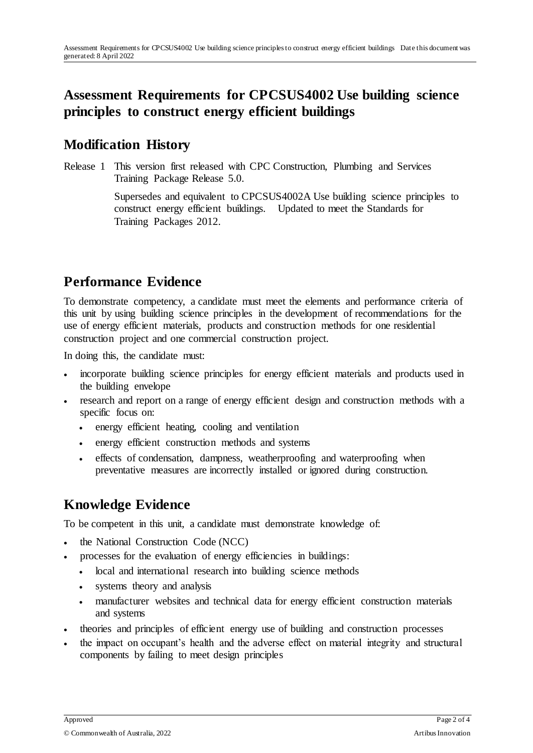# Assessment Requirements for CPCSUS4002 Use building science principles to construct energy efficient buildings

## Modification History

Release 1 This version first released with CPC Construction, Plumbing and Services Training Package Release 5.0.

Supersedes and equivalent to CPCSUS4002A Use building science principles to construct energy efficient buildings. Updated to meet the Standards for Training Packages 2012.

## Performance Evidence

To demonstrate competency, a candidate must meet the elements and performance criteria of this unit by using building science principles in the development of recommendations for the use of energy efficient materials, products and construction methods for one residential construction project and one commercial construction project.

In doing this, the candidate must:

- incorporate building science principles for energy efficient materials and products used in the building envelope
- research and report on a range of energy efficient design and construction methods with a specific focus on:
  - energy efficient heating, cooling and ventilation
  - energy efficient construction methods and systems
  - effects of condensation, dampness, weatherproofing and waterproofing when preventative measures are incorrectly installed or ignored during construction.

## Knowledge Evidence

To be competent in this unit, a candidate must demonstrate knowledge of:

- the National Construction Code (NCC)
- processes for the evaluation of energy efficiencies in buildings:
  - local and international research into building science methods
  - systems theory and analysis
  - manufacturer websites and technical data for energy efficient construction materials and systems
- theories and principles of efficient energy use of building and construction processes
- the impact on occupant's health and the adverse effect on material integrity and structural components by failing to meet design principles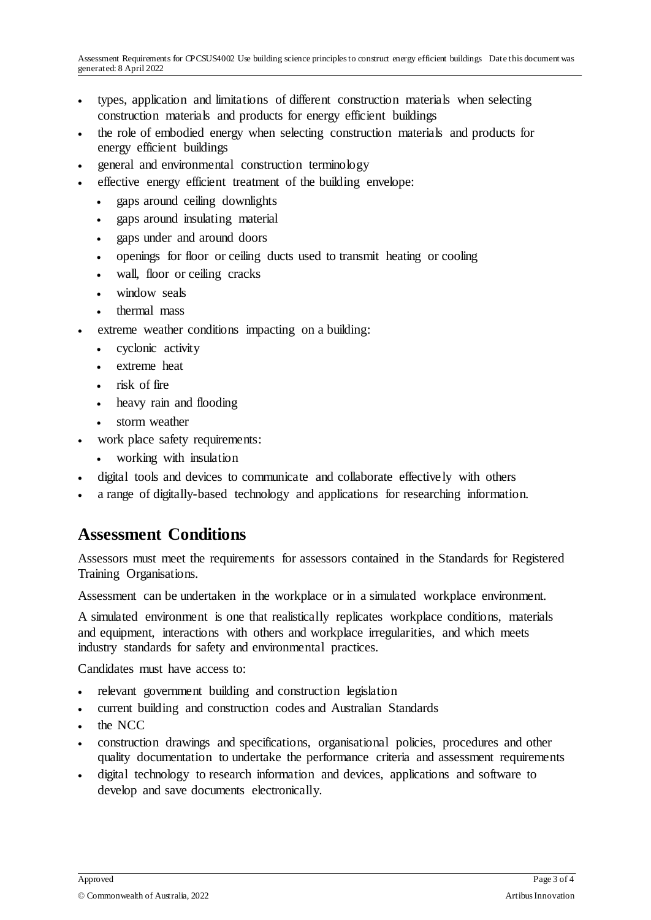- types, application and limitations of different construction materials when selecting construction materials and products for energy efficient buildings
- the role of embodied energy when selecting construction materials and products for energy efficient buildings
- general and environmental construction terminology
- effective energy efficient treatment of the building envelope:
  - gaps around ceiling downlights
  - gaps around insulating material
  - gaps under and around doors
  - openings for floor or ceiling ducts used to transmit heating or cooling
  - wall, floor or ceiling cracks
  - window seals
  - thermal mass
- extreme weather conditions impacting on a building:
  - cyclonic activity
  - extreme heat
  - risk of fire
  - heavy rain and flooding
  - storm weather
- work place safety requirements:
  - working with insulation
- digital tools and devices to communicate and collaborate effectively with others
- a range of digitally-based technology and applications for researching information.

## Assessment Conditions

Assessors must meet the requirements for assessors contained in the Standards for Registered Training Organisations.

Assessment can be undertaken in the workplace or in a simulated workplace environment.

A simulated environment is one that realistically replicates workplace conditions, materials and equipment, interactions with others and workplace irregularities, and which meets industry standards for safety and environmental practices.

Candidates must have access to:

- relevant government building and construction legislation
- current building and construction codes and Australian Standards
- the NCC
- construction drawings and specifications, organisational policies, procedures and other quality documentation to undertake the performance criteria and assessment requirements
- digital technology to research information and devices, applications and software to develop and save documents electronically.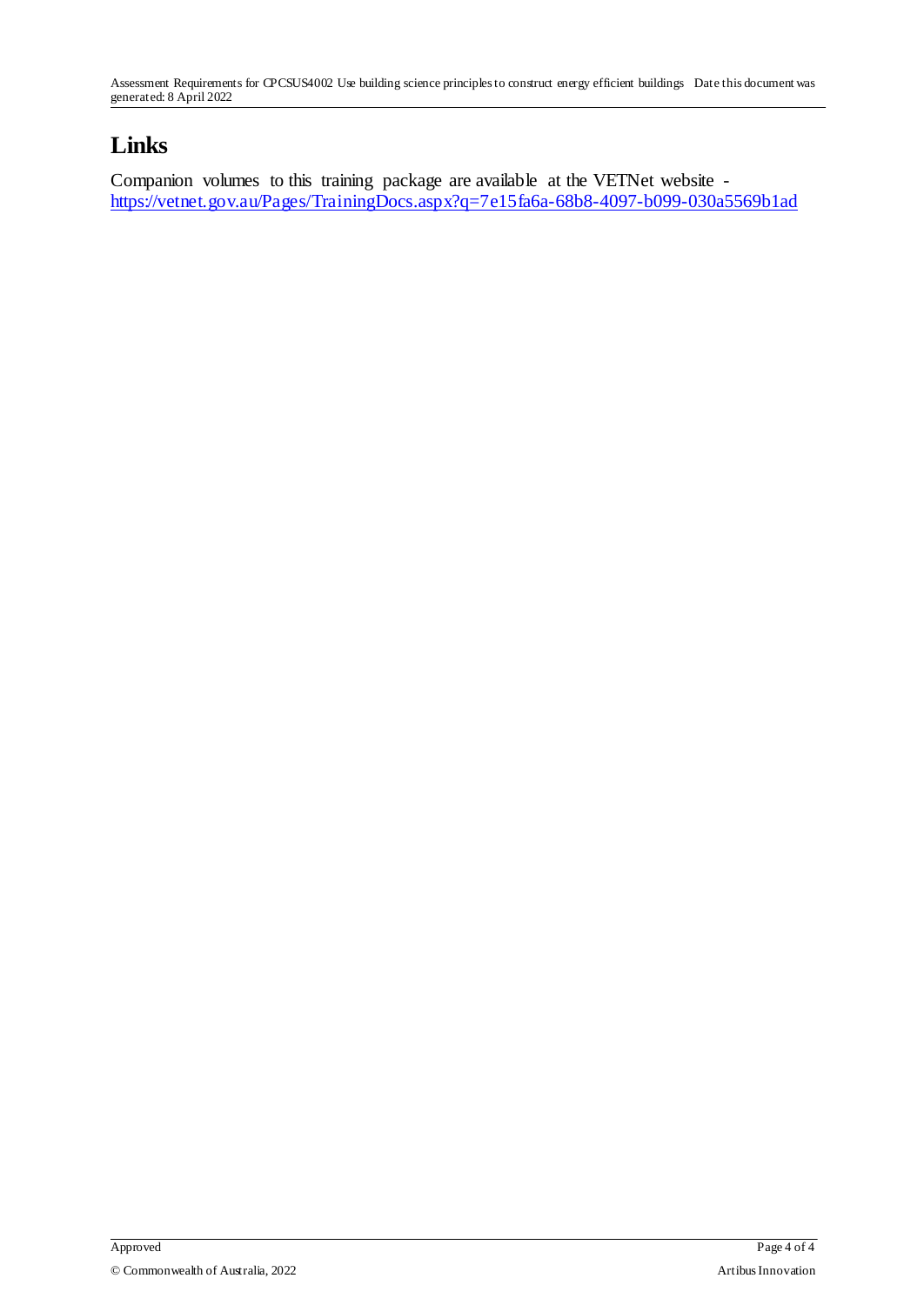# Links

Companion volumes to this training package are available at the VETNet website - https://vetnet.gov.au/Pages/TrainingDocs.aspx?q=7e15fa6a-68b8-4097-b099-030a5569b1ad